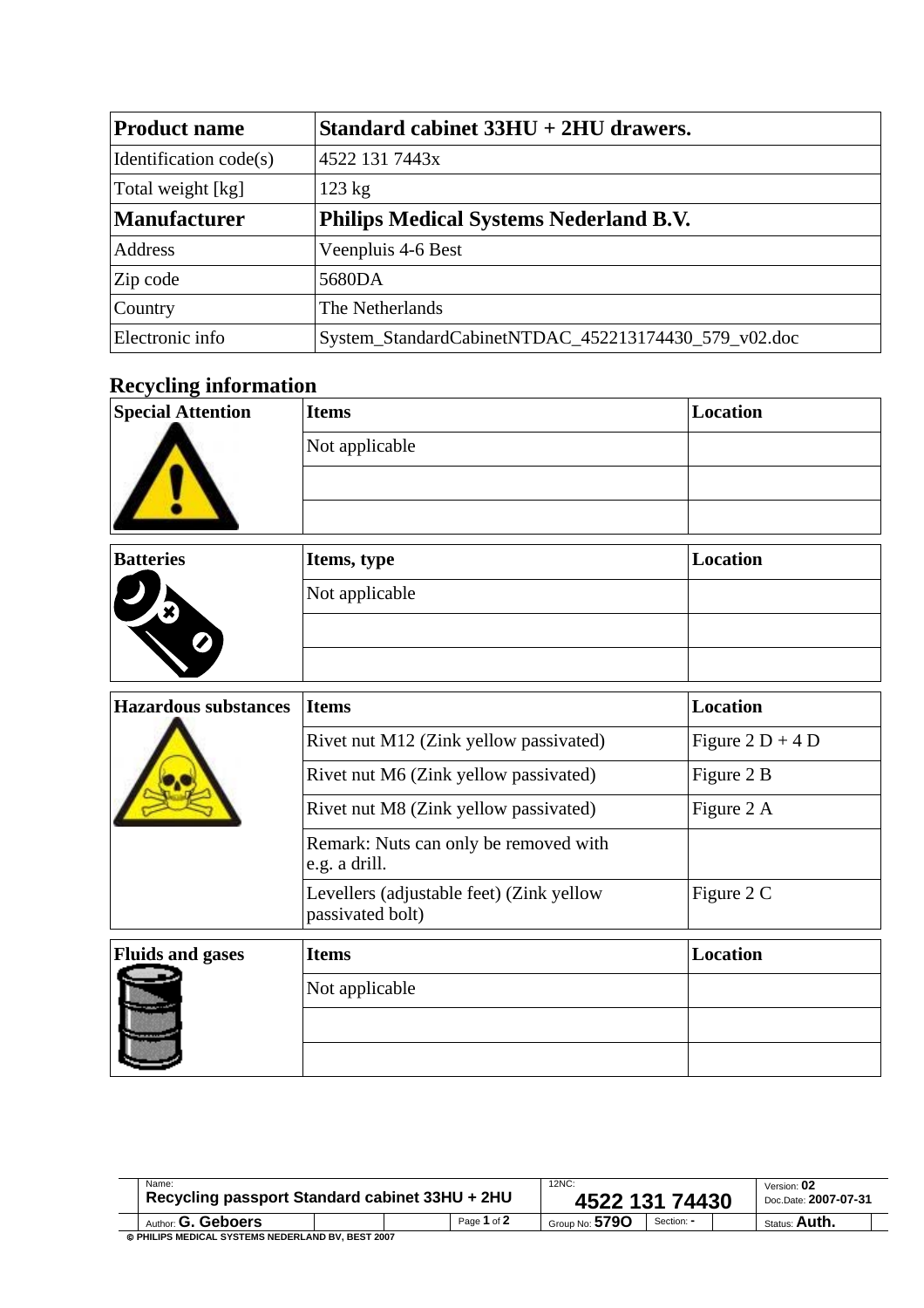| Product name | Standard cabinet 33HU + 2HU drawers. |
|---|---|
| Identification code(s) | 4522 131 7443x |
| Total weight [kg] | 123 kg |
| **Manufacturer** | **Philips Medical Systems Nederland B.V.** |
| Address | Veenpluis 4-6 Best |
| Zip code | 5680DA |
| Country | The Netherlands |
| Electronic info | System_StandardCabinetNTDAC_452213174430_579_v02.doc |

## Recycling information

| Special Attention | Items | Location |
|---|---|---|
| | Not applicable | |
| | | |
| | | |

| Batteries | Items, type | Location |
|---|---|---|
| | Not applicable | |
| | | |
| | | |

| Hazardous substances | Items | Location |
|---|---|---|
| | Rivet nut M12 (Zink yellow passivated) | Figure 2 D + 4 D |
| | Rivet nut M6 (Zink yellow passivated) | Figure 2 B |
| | Rivet nut M8 (Zink yellow passivated) | Figure 2 A |
| | Remark: Nuts can only be removed with e.g. a drill. | |
| | Levellers (adjustable feet) (Zink yellow passivated bolt) | Figure 2 C |

| Fluids and gases | Items | Location |
|---|---|---|
| | Not applicable | |
| | | |
| | | |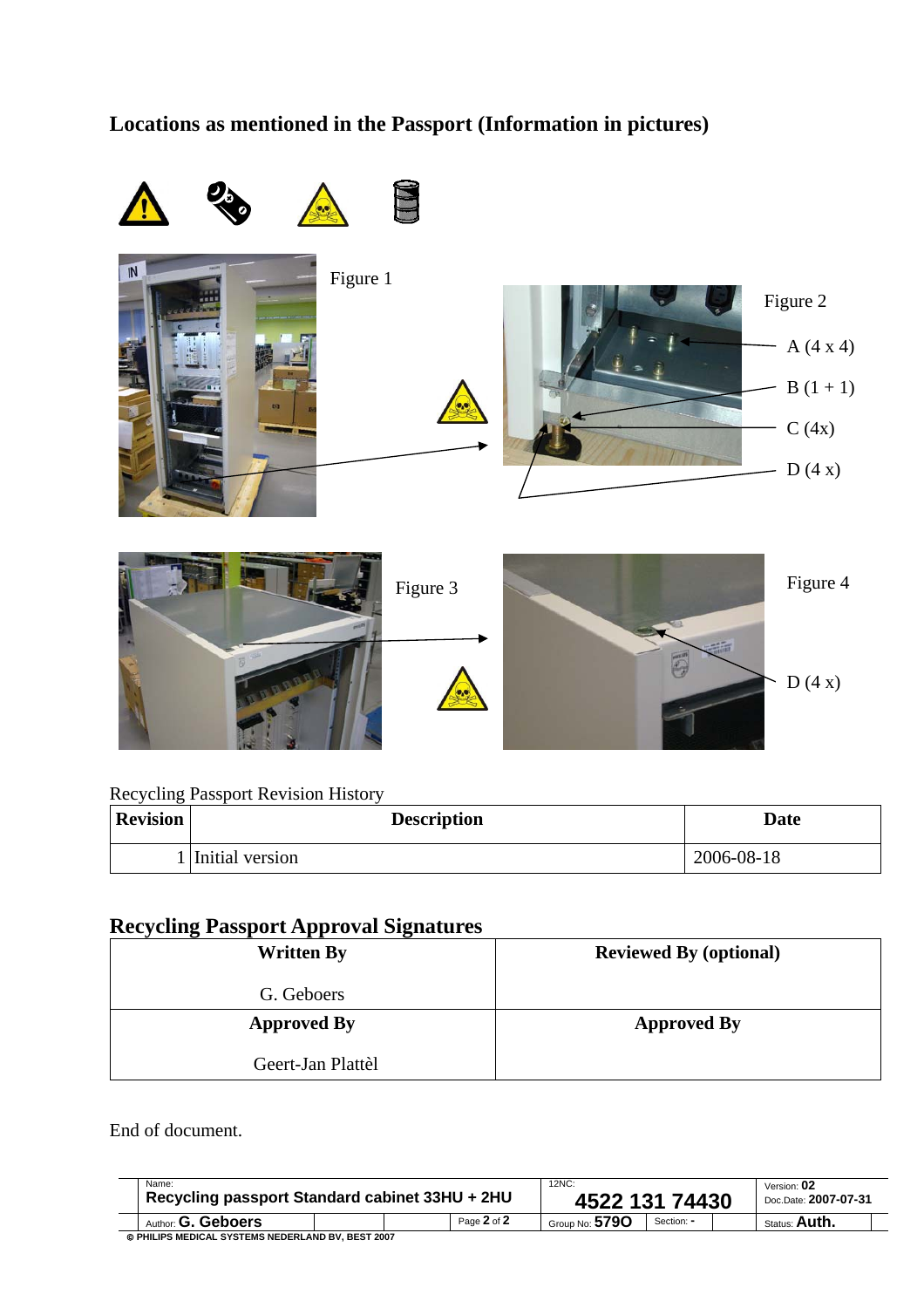## Locations as mentioned in the Passport (Information in pictures)

Figure 1

Figure 2

A (4 x 4)

B (1 + 1)

C (4x)

D (4 x)

Figure 3

Figure 4

D (4 x)

Recycling Passport Revision History

| Revision | Description | Date |
|---|---|---|
| 1 | Initial version | 2006-08-18 |

## Recycling Passport Approval Signatures

| Written By | Reviewed By (optional) |
|---|---|
| G. Geboers | |
| **Approved By** | **Approved By** |
| Geert-Jan Plattèl | |

End of document.

| Name: Recycling passport Standard cabinet 33HU + 2HU | 12NC: 4522 131 74430 | Version: 02 Doc.Date: 2007-07-31 |
|---|---|---|
| Author: G. Geboers | Group No: 579O Section: - | Status: Auth. |

© PHILIPS MEDICAL SYSTEMS NEDERLAND BV, BEST 2007